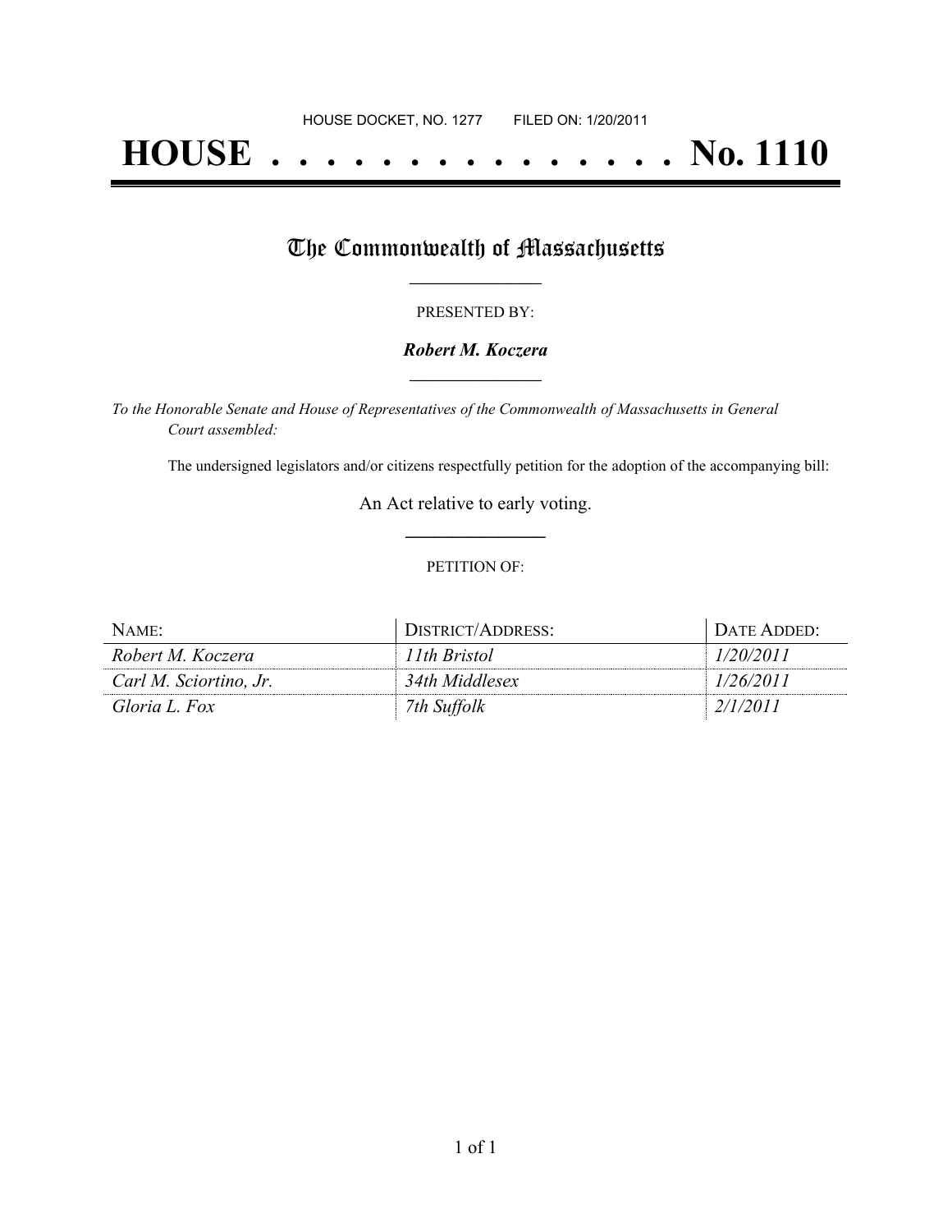HOUSE DOCKET, NO. 1277        FILED ON: 1/20/2011

# HOUSE . . . . . . . . . . . . . . . No. 1110

## The Commonwealth of Massachusetts

PRESENTED BY:

***Robert M. Koczera***

*To the Honorable Senate and House of Representatives of the Commonwealth of Massachusetts in General Court assembled:*

The undersigned legislators and/or citizens respectfully petition for the adoption of the accompanying bill:

An Act relative to early voting.

PETITION OF:

| NAME: | DISTRICT/ADDRESS: | DATE ADDED: |
| --- | --- | --- |
| *Robert M. Koczera* | *11th Bristol* | *1/20/2011* |
| *Carl M. Sciortino, Jr.* | *34th Middlesex* | *1/26/2011* |
| *Gloria L. Fox* | *7th Suffolk* | *2/1/2011* |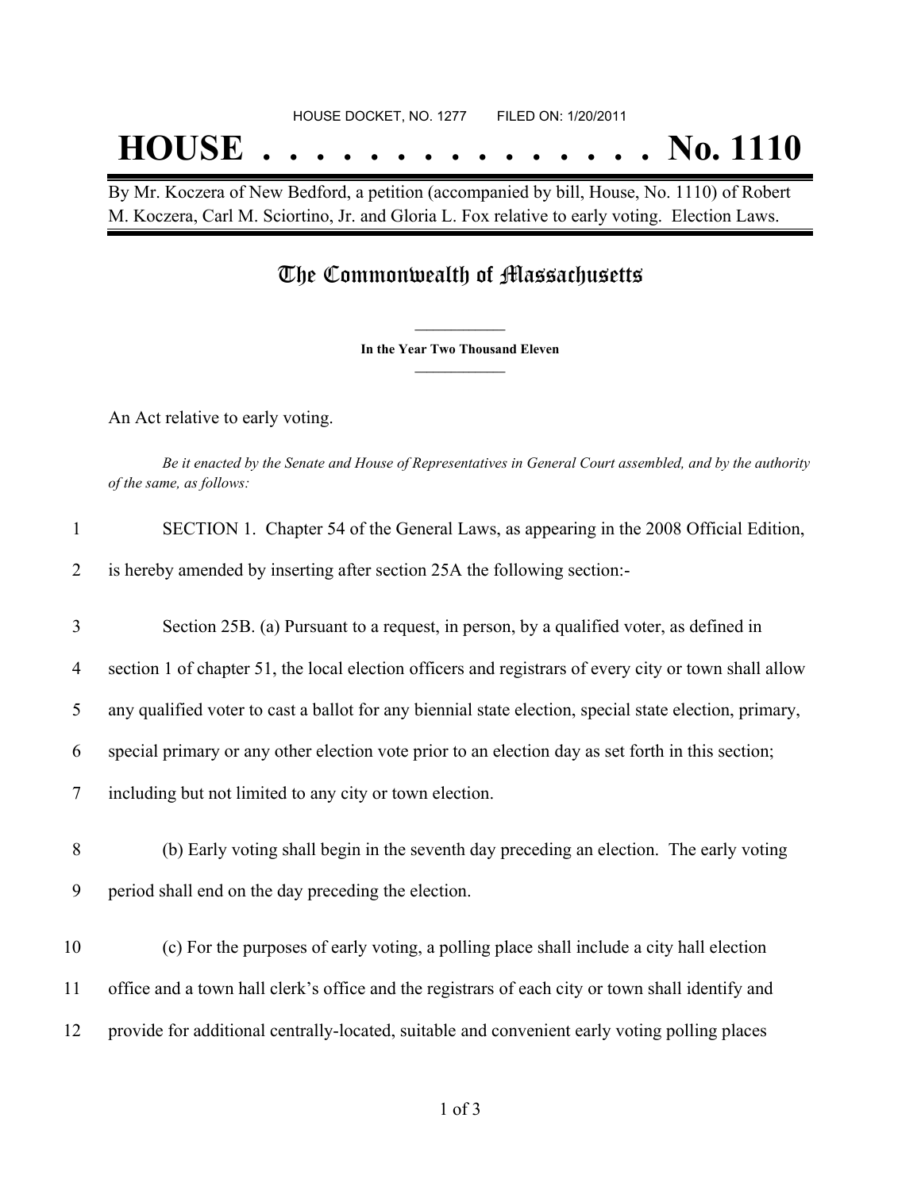HOUSE DOCKET, NO. 1277 FILED ON: 1/20/2011

# HOUSE . . . . . . . . . . . . . . . No. 1110

By Mr. Koczera of New Bedford, a petition (accompanied by bill, House, No. 1110) of Robert M. Koczera, Carl M. Sciortino, Jr. and Gloria L. Fox relative to early voting. Election Laws.

## The Commonwealth of Massachusetts

**In the Year Two Thousand Eleven**

An Act relative to early voting.

*Be it enacted by the Senate and House of Representatives in General Court assembled, and by the authority of the same, as follows:*

1 SECTION 1. Chapter 54 of the General Laws, as appearing in the 2008 Official Edition,
2 is hereby amended by inserting after section 25A the following section:-

3 Section 25B. (a) Pursuant to a request, in person, by a qualified voter, as defined in
4 section 1 of chapter 51, the local election officers and registrars of every city or town shall allow
5 any qualified voter to cast a ballot for any biennial state election, special state election, primary,
6 special primary or any other election vote prior to an election day as set forth in this section;
7 including but not limited to any city or town election.

8 (b) Early voting shall begin in the seventh day preceding an election. The early voting
9 period shall end on the day preceding the election.

10 (c) For the purposes of early voting, a polling place shall include a city hall election
11 office and a town hall clerk's office and the registrars of each city or town shall identify and
12 provide for additional centrally-located, suitable and convenient early voting polling places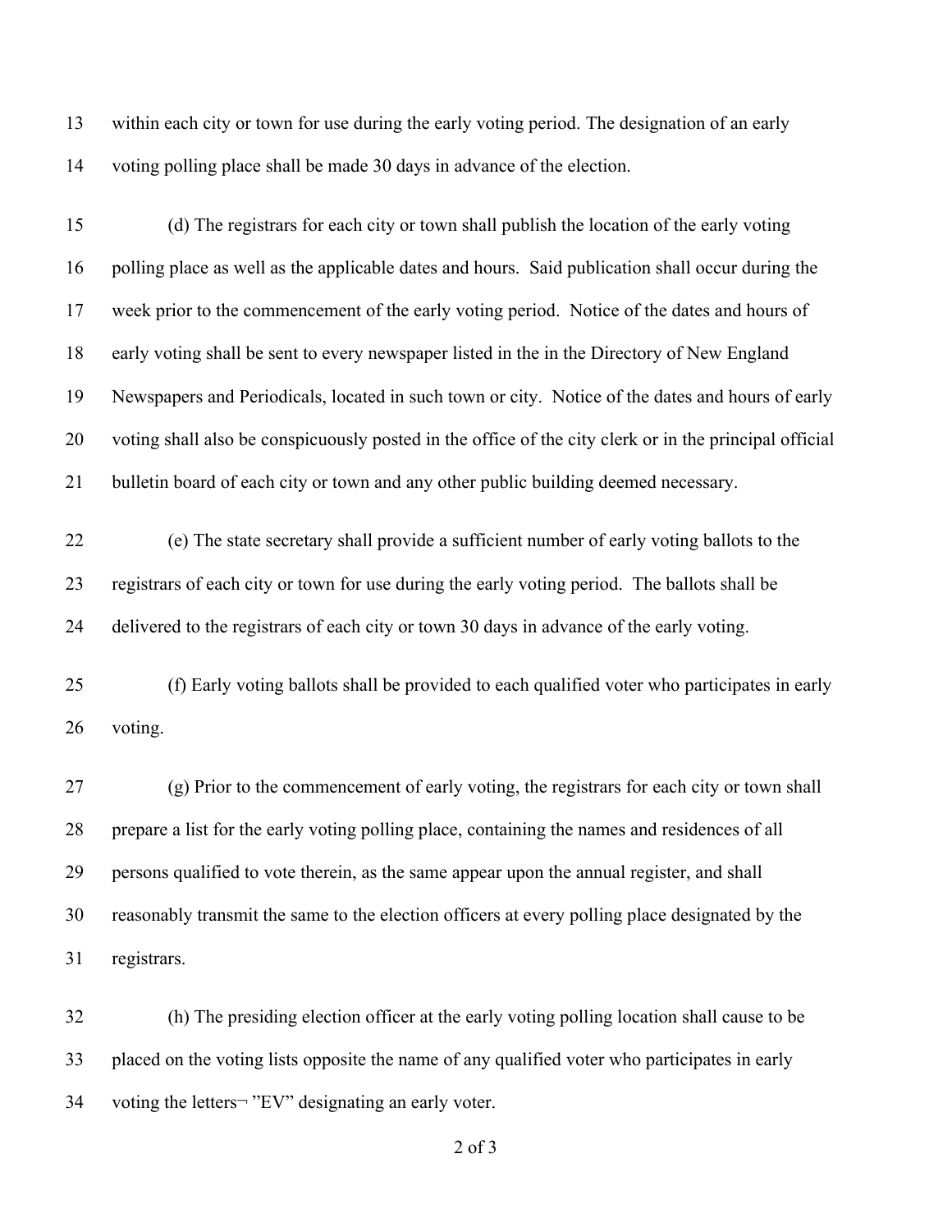within each city or town for use during the early voting period. The designation of an early voting polling place shall be made 30 days in advance of the election.

(d) The registrars for each city or town shall publish the location of the early voting polling place as well as the applicable dates and hours. Said publication shall occur during the week prior to the commencement of the early voting period. Notice of the dates and hours of early voting shall be sent to every newspaper listed in the in the Directory of New England Newspapers and Periodicals, located in such town or city. Notice of the dates and hours of early voting shall also be conspicuously posted in the office of the city clerk or in the principal official bulletin board of each city or town and any other public building deemed necessary.

(e) The state secretary shall provide a sufficient number of early voting ballots to the registrars of each city or town for use during the early voting period. The ballots shall be delivered to the registrars of each city or town 30 days in advance of the early voting.

(f) Early voting ballots shall be provided to each qualified voter who participates in early voting.

(g) Prior to the commencement of early voting, the registrars for each city or town shall prepare a list for the early voting polling place, containing the names and residences of all persons qualified to vote therein, as the same appear upon the annual register, and shall reasonably transmit the same to the election officers at every polling place designated by the registrars.

(h) The presiding election officer at the early voting polling location shall cause to be placed on the voting lists opposite the name of any qualified voter who participates in early voting the letters¬ ”EV” designating an early voter.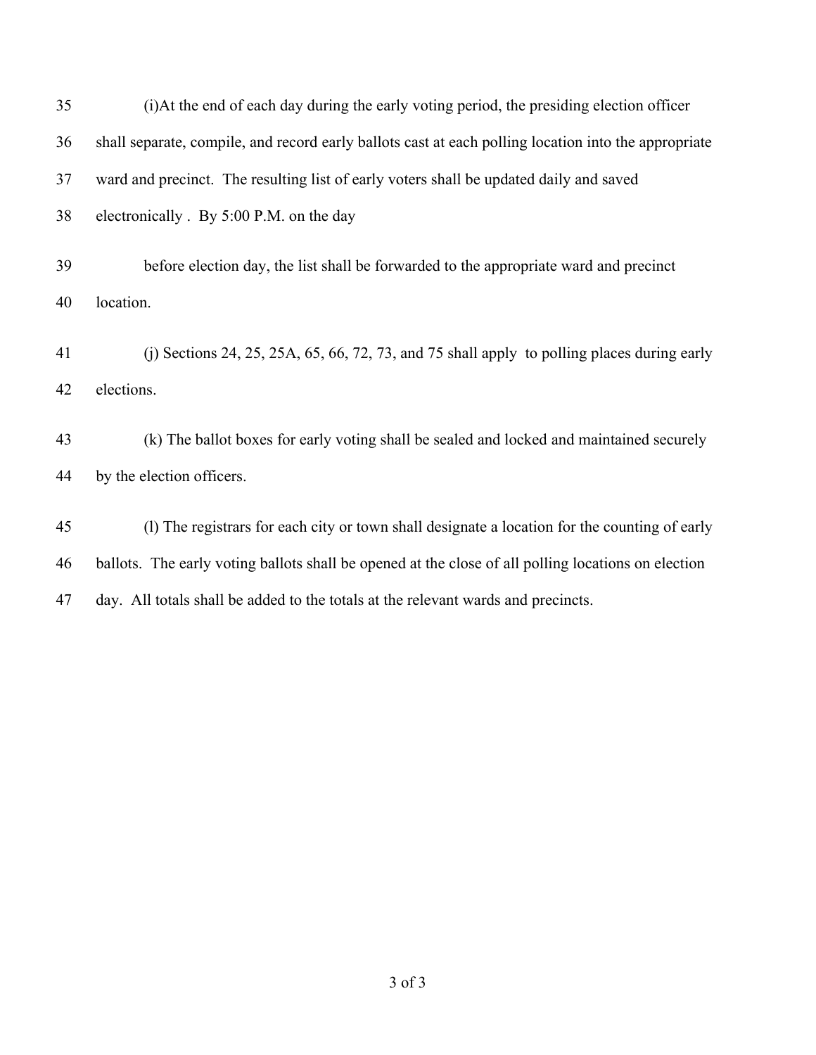(i)At the end of each day during the early voting period, the presiding election officer shall separate, compile, and record early ballots cast at each polling location into the appropriate ward and precinct. The resulting list of early voters shall be updated daily and saved electronically . By 5:00 P.M. on the day

before election day, the list shall be forwarded to the appropriate ward and precinct location.

(j) Sections 24, 25, 25A, 65, 66, 72, 73, and 75 shall apply to polling places during early elections.

(k) The ballot boxes for early voting shall be sealed and locked and maintained securely by the election officers.

(l) The registrars for each city or town shall designate a location for the counting of early ballots. The early voting ballots shall be opened at the close of all polling locations on election day. All totals shall be added to the totals at the relevant wards and precincts.